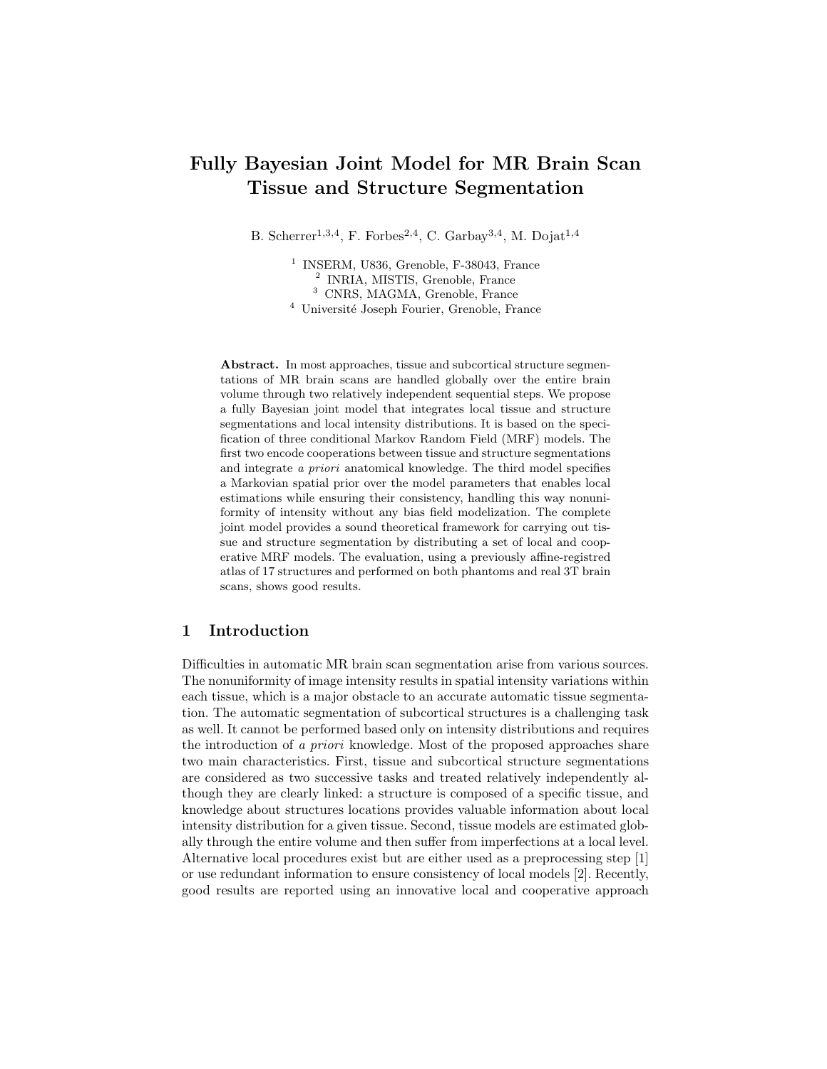# Fully Bayesian Joint Model for MR Brain Scan Tissue and Structure Segmentation

B. Scherrer[1,3,4], F. Forbes[2,4], C. Garbay[3,4], M. Dojat[1,4]

[1] INSERM, U836, Grenoble, F-38043, France
[2] INRIA, MISTIS, Grenoble, France
[3] CNRS, MAGMA, Grenoble, France
[4] Université Joseph Fourier, Grenoble, France

**Abstract.** In most approaches, tissue and subcortical structure segmentations of MR brain scans are handled globally over the entire brain volume through two relatively independent sequential steps. We propose a fully Bayesian joint model that integrates local tissue and structure segmentations and local intensity distributions. It is based on the specification of three conditional Markov Random Field (MRF) models. The first two encode cooperations between tissue and structure segmentations and integrate *a priori* anatomical knowledge. The third model specifies a Markovian spatial prior over the model parameters that enables local estimations while ensuring their consistency, handling this way nonuniformity of intensity without any bias field modelization. The complete joint model provides a sound theoretical framework for carrying out tissue and structure segmentation by distributing a set of local and cooperative MRF models. The evaluation, using a previously affine-registred atlas of 17 structures and performed on both phantoms and real 3T brain scans, shows good results.

## 1 Introduction

Difficulties in automatic MR brain scan segmentation arise from various sources. The nonuniformity of image intensity results in spatial intensity variations within each tissue, which is a major obstacle to an accurate automatic tissue segmentation. The automatic segmentation of subcortical structures is a challenging task as well. It cannot be performed based only on intensity distributions and requires the introduction of *a priori* knowledge. Most of the proposed approaches share two main characteristics. First, tissue and subcortical structure segmentations are considered as two successive tasks and treated relatively independently although they are clearly linked: a structure is composed of a specific tissue, and knowledge about structures locations provides valuable information about local intensity distribution for a given tissue. Second, tissue models are estimated globally through the entire volume and then suffer from imperfections at a local level. Alternative local procedures exist but are either used as a preprocessing step [1] or use redundant information to ensure consistency of local models [2]. Recently, good results are reported using an innovative local and cooperative approach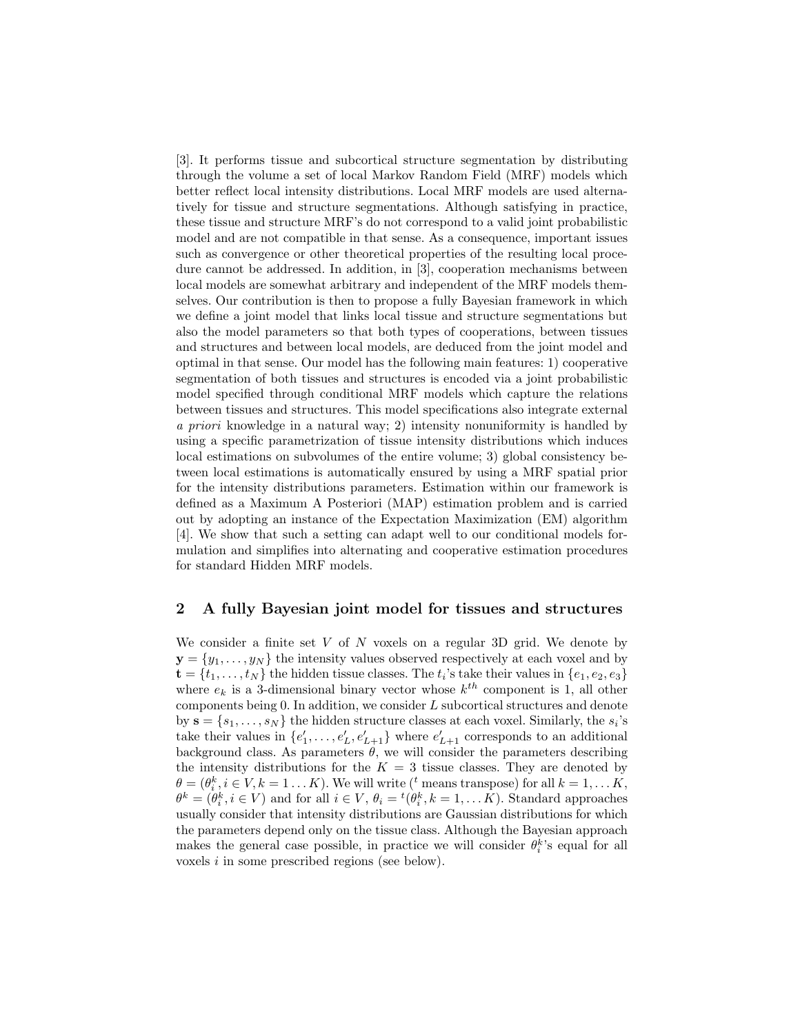[3]. It performs tissue and subcortical structure segmentation by distributing through the volume a set of local Markov Random Field (MRF) models which better reflect local intensity distributions. Local MRF models are used alternatively for tissue and structure segmentations. Although satisfying in practice, these tissue and structure MRF's do not correspond to a valid joint probabilistic model and are not compatible in that sense. As a consequence, important issues such as convergence or other theoretical properties of the resulting local procedure cannot be addressed. In addition, in [3], cooperation mechanisms between local models are somewhat arbitrary and independent of the MRF models themselves. Our contribution is then to propose a fully Bayesian framework in which we define a joint model that links local tissue and structure segmentations but also the model parameters so that both types of cooperations, between tissues and structures and between local models, are deduced from the joint model and optimal in that sense. Our model has the following main features: 1) cooperative segmentation of both tissues and structures is encoded via a joint probabilistic model specified through conditional MRF models which capture the relations between tissues and structures. This model specifications also integrate external *a priori* knowledge in a natural way; 2) intensity nonuniformity is handled by using a specific parametrization of tissue intensity distributions which induces local estimations on subvolumes of the entire volume; 3) global consistency between local estimations is automatically ensured by using a MRF spatial prior for the intensity distributions parameters. Estimation within our framework is defined as a Maximum A Posteriori (MAP) estimation problem and is carried out by adopting an instance of the Expectation Maximization (EM) algorithm [4]. We show that such a setting can adapt well to our conditional models formulation and simplifies into alternating and cooperative estimation procedures for standard Hidden MRF models.

## 2 A fully Bayesian joint model for tissues and structures

We consider a finite set $V$ of $N$ voxels on a regular 3D grid. We denote by $\mathbf{y} = \{y_1, \ldots, y_N\}$ the intensity values observed respectively at each voxel and by $\mathbf{t} = \{t_1, \ldots, t_N\}$ the hidden tissue classes. The $t_i$'s take their values in $\{e_1, e_2, e_3\}$ where $e_k$ is a 3-dimensional binary vector whose $k^{th}$ component is 1, all other components being 0. In addition, we consider $L$ subcortical structures and denote by $\mathbf{s} = \{s_1, \ldots, s_N\}$ the hidden structure classes at each voxel. Similarly, the $s_i$'s take their values in $\{e'_1, \ldots, e'_L, e'_{L+1}\}$ where $e'_{L+1}$ corresponds to an additional background class. As parameters $\theta$, we will consider the parameters describing the intensity distributions for the $K = 3$ tissue classes. They are denoted by $\theta = (\theta_i^k, i \in V, k = 1 \ldots K)$. We will write ($^t$ means transpose) for all $k = 1, \ldots K$, $\theta^k = (\theta_i^k, i \in V)$ and for all $i \in V$, $\theta_i = {}^t(\theta_i^k, k = 1, \ldots K)$. Standard approaches usually consider that intensity distributions are Gaussian distributions for which the parameters depend only on the tissue class. Although the Bayesian approach makes the general case possible, in practice we will consider $\theta_i^k$'s equal for all voxels $i$ in some prescribed regions (see below).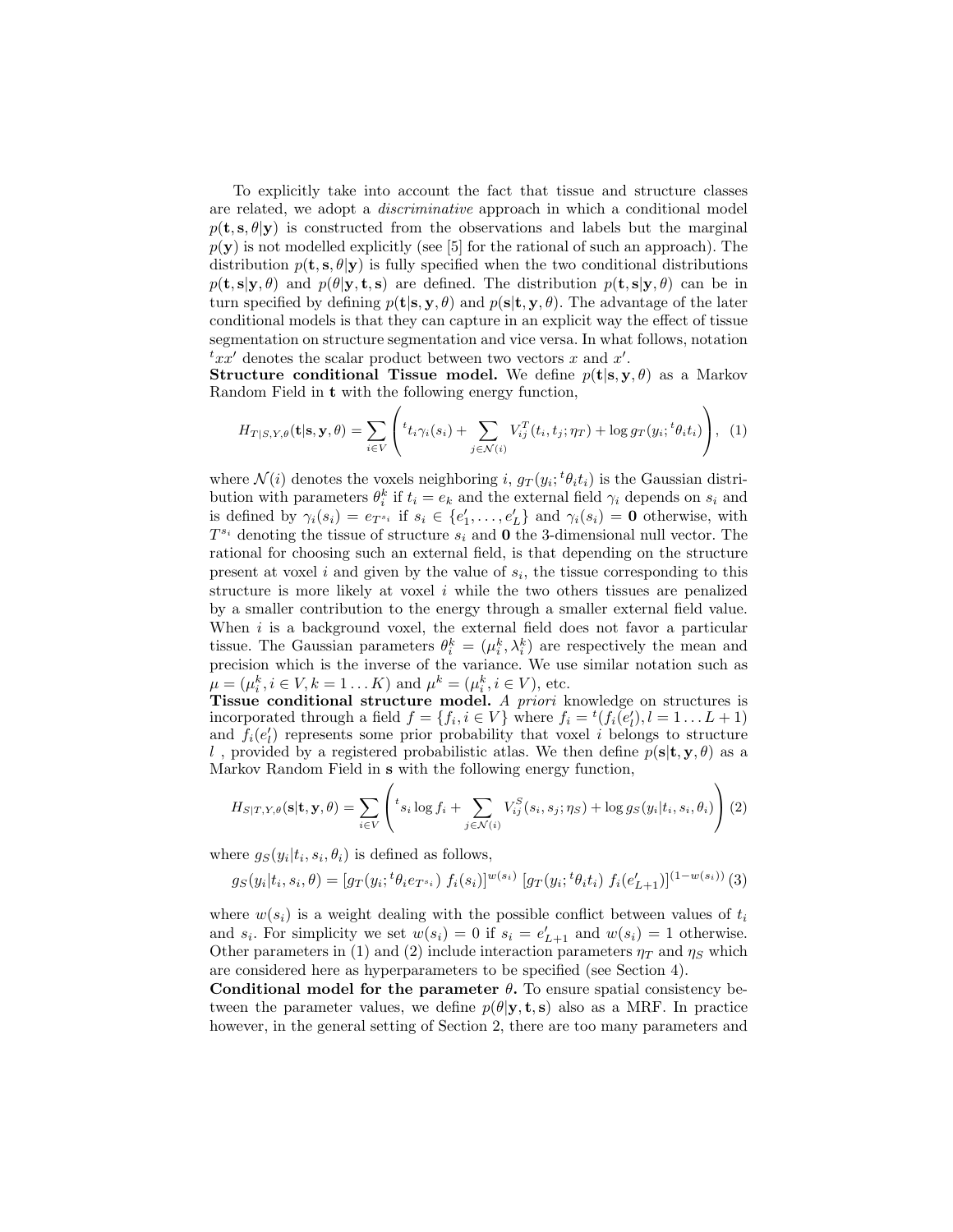To explicitly take into account the fact that tissue and structure classes are related, we adopt a *discriminative* approach in which a conditional model $p(\mathbf{t}, \mathbf{s}, \theta|\mathbf{y})$ is constructed from the observations and labels but the marginal $p(\mathbf{y})$ is not modelled explicitly (see [5] for the rational of such an approach). The distribution $p(\mathbf{t}, \mathbf{s}, \theta|\mathbf{y})$ is fully specified when the two conditional distributions $p(\mathbf{t}, \mathbf{s}|\mathbf{y}, \theta)$ and $p(\theta|\mathbf{y}, \mathbf{t}, \mathbf{s})$ are defined. The distribution $p(\mathbf{t}, \mathbf{s}|\mathbf{y}, \theta)$ can be in turn specified by defining $p(\mathbf{t}|\mathbf{s}, \mathbf{y}, \theta)$ and $p(\mathbf{s}|\mathbf{t}, \mathbf{y}, \theta)$. The advantage of the later conditional models is that they can capture in an explicit way the effect of tissue segmentation on structure segmentation and vice versa. In what follows, notation ${}^t x x'$ denotes the scalar product between two vectors $x$ and $x'$.

**Structure conditional Tissue model.** We define $p(\mathbf{t}|\mathbf{s}, \mathbf{y}, \theta)$ as a Markov Random Field in $\mathbf{t}$ with the following energy function,

$$H_{T|S,Y,\theta}(\mathbf{t}|\mathbf{s}, \mathbf{y}, \theta) = \sum_{i \in V} \left( {}^t t_i \gamma_i(s_i) + \sum_{j \in \mathcal{N}(i)} V_{ij}^T(t_i, t_j; \eta_T) + \log g_T(y_i; {}^t\theta_i t_i) \right), \quad (1)$$

where $\mathcal{N}(i)$ denotes the voxels neighboring $i$, $g_T(y_i; {}^t\theta_i t_i)$ is the Gaussian distribution with parameters $\theta_i^k$ if $t_i = e_k$ and the external field $\gamma_i$ depends on $s_i$ and is defined by $\gamma_i(s_i) = e_{T^{s_i}}$ if $s_i \in \{e'_1, \dots, e'_L\}$ and $\gamma_i(s_i) = \mathbf{0}$ otherwise, with $T^{s_i}$ denoting the tissue of structure $s_i$ and $\mathbf{0}$ the 3-dimensional null vector. The rational for choosing such an external field, is that depending on the structure present at voxel $i$ and given by the value of $s_i$, the tissue corresponding to this structure is more likely at voxel $i$ while the two others tissues are penalized by a smaller contribution to the energy through a smaller external field value. When $i$ is a background voxel, the external field does not favor a particular tissue. The Gaussian parameters $\theta_i^k = (\mu_i^k, \lambda_i^k)$ are respectively the mean and precision which is the inverse of the variance. We use similar notation such as $\mu = (\mu_i^k, i \in V, k = 1 \dots K)$ and $\mu^k = (\mu_i^k, i \in V)$, etc.

**Tissue conditional structure model.** *A priori* knowledge on structures is incorporated through a field $f = \{f_i, i \in V\}$ where $f_i = {}^t(f_i(e'_l), l = 1 \dots L+1)$ and $f_i(e'_l)$ represents some prior probability that voxel $i$ belongs to structure $l$ , provided by a registered probabilistic atlas. We then define $p(\mathbf{s}|\mathbf{t}, \mathbf{y}, \theta)$ as a Markov Random Field in $\mathbf{s}$ with the following energy function,

$$H_{S|T,Y,\theta}(\mathbf{s}|\mathbf{t}, \mathbf{y}, \theta) = \sum_{i \in V} \left( {}^t s_i \log f_i + \sum_{j \in \mathcal{N}(i)} V_{ij}^S(s_i, s_j; \eta_S) + \log g_S(y_i|t_i, s_i, \theta_i) \right) \quad (2)$$

where $g_S(y_i|t_i, s_i, \theta_i)$ is defined as follows,

$$g_S(y_i|t_i, s_i, \theta) = [g_T(y_i; {}^t\theta_i e_{T^{s_i}})\ f_i(s_i)]^{w(s_i)}\ [g_T(y_i; {}^t\theta_i t_i)\ f_i(e'_{L+1})]^{(1-w(s_i))} \quad (3)$$

where $w(s_i)$ is a weight dealing with the possible conflict between values of $t_i$ and $s_i$. For simplicity we set $w(s_i) = 0$ if $s_i = e'_{L+1}$ and $w(s_i) = 1$ otherwise. Other parameters in (1) and (2) include interaction parameters $\eta_T$ and $\eta_S$ which are considered here as hyperparameters to be specified (see Section 4).

**Conditional model for the parameter $\theta$.** To ensure spatial consistency between the parameter values, we define $p(\theta|\mathbf{y}, \mathbf{t}, \mathbf{s})$ also as a MRF. In practice however, in the general setting of Section 2, there are too many parameters and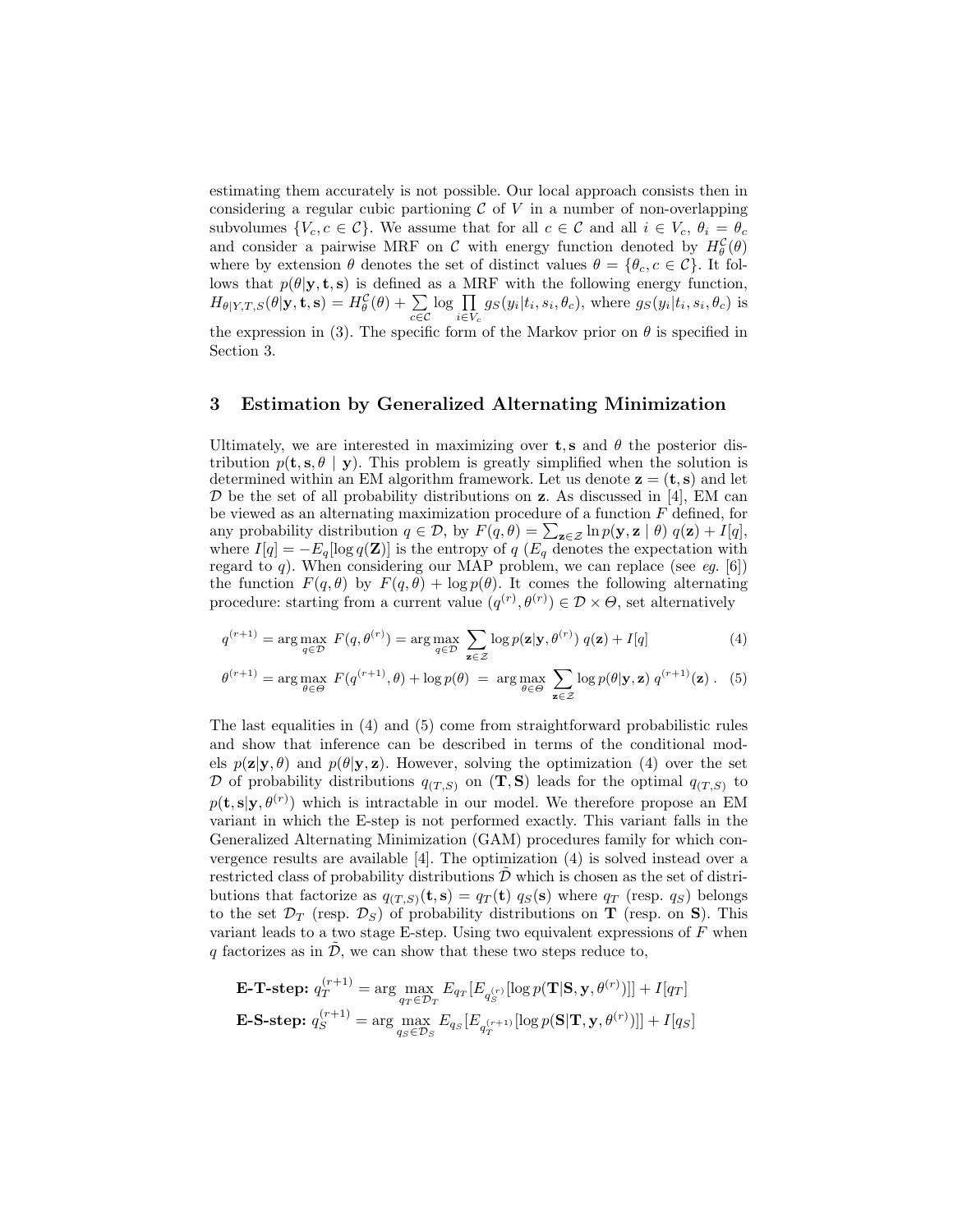estimating them accurately is not possible. Our local approach consists then in considering a regular cubic partioning $\mathcal{C}$ of $V$ in a number of non-overlapping subvolumes $\{V_c, c \in \mathcal{C}\}$. We assume that for all $c \in \mathcal{C}$ and all $i \in V_c$, $\theta_i = \theta_c$ and consider a pairwise MRF on $\mathcal{C}$ with energy function denoted by $H^{\mathcal{C}}_{\theta}(\theta)$ where by extension $\theta$ denotes the set of distinct values $\theta = \{\theta_c, c \in \mathcal{C}\}$. It follows that $p(\theta|\mathbf{y}, \mathbf{t}, \mathbf{s})$ is defined as a MRF with the following energy function, $H_{\theta|Y,T,S}(\theta|\mathbf{y}, \mathbf{t}, \mathbf{s}) = H^{\mathcal{C}}_{\theta}(\theta) + \sum_{c \in \mathcal{C}} \log \prod_{i \in V_c} g_S(y_i|t_i, s_i, \theta_c)$, where $g_S(y_i|t_i, s_i, \theta_c)$ is the expression in (3). The specific form of the Markov prior on $\theta$ is specified in Section 3.

## 3 Estimation by Generalized Alternating Minimization

Ultimately, we are interested in maximizing over $\mathbf{t}, \mathbf{s}$ and $\theta$ the posterior distribution $p(\mathbf{t}, \mathbf{s}, \theta \mid \mathbf{y})$. This problem is greatly simplified when the solution is determined within an EM algorithm framework. Let us denote $\mathbf{z} = (\mathbf{t}, \mathbf{s})$ and let $\mathcal{D}$ be the set of all probability distributions on $\mathbf{z}$. As discussed in [4], EM can be viewed as an alternating maximization procedure of a function $F$ defined, for any probability distribution $q \in \mathcal{D}$, by $F(q, \theta) = \sum_{\mathbf{z} \in \mathcal{Z}} \ln p(\mathbf{y}, \mathbf{z} \mid \theta)\ q(\mathbf{z}) + I[q]$, where $I[q] = -E_q[\log q(\mathbf{Z})]$ is the entropy of $q$ ($E_q$ denotes the expectation with regard to $q$). When considering our MAP problem, we can replace (see *eg.* [6]) the function $F(q, \theta)$ by $F(q, \theta) + \log p(\theta)$. It comes the following alternating procedure: starting from a current value $(q^{(r)}, \theta^{(r)}) \in \mathcal{D} \times \Theta$, set alternatively

$$q^{(r+1)} = \arg\max_{q \in \mathcal{D}} F(q, \theta^{(r)}) = \arg\max_{q \in \mathcal{D}} \sum_{\mathbf{z} \in \mathcal{Z}} \log p(\mathbf{z}|\mathbf{y}, \theta^{(r)})\ q(\mathbf{z}) + I[q] \tag{4}$$

$$\theta^{(r+1)} = \arg\max_{\theta \in \Theta} F(q^{(r+1)}, \theta) + \log p(\theta) \ = \ \arg\max_{\theta \in \Theta} \sum_{\mathbf{z} \in \mathcal{Z}} \log p(\theta|\mathbf{y}, \mathbf{z})\ q^{(r+1)}(\mathbf{z}) \,. \tag{5}$$

The last equalities in (4) and (5) come from straightforward probabilistic rules and show that inference can be described in terms of the conditional models $p(\mathbf{z}|\mathbf{y}, \theta)$ and $p(\theta|\mathbf{y}, \mathbf{z})$. However, solving the optimization (4) over the set $\mathcal{D}$ of probability distributions $q_{(T,S)}$ on $(\mathbf{T}, \mathbf{S})$ leads for the optimal $q_{(T,S)}$ to $p(\mathbf{t}, \mathbf{s}|\mathbf{y}, \theta^{(r)})$ which is intractable in our model. We therefore propose an EM variant in which the E-step is not performed exactly. This variant falls in the Generalized Alternating Minimization (GAM) procedures family for which convergence results are available [4]. The optimization (4) is solved instead over a restricted class of probability distributions $\tilde{\mathcal{D}}$ which is chosen as the set of distributions that factorize as $q_{(T,S)}(\mathbf{t}, \mathbf{s}) = q_T(\mathbf{t})\ q_S(\mathbf{s})$ where $q_T$ (resp. $q_S$) belongs to the set $\mathcal{D}_T$ (resp. $\mathcal{D}_S$) of probability distributions on $\mathbf{T}$ (resp. on $\mathbf{S}$). This variant leads to a two stage E-step. Using two equivalent expressions of $F$ when $q$ factorizes as in $\tilde{\mathcal{D}}$, we can show that these two steps reduce to,

**E-T-step:** $q_T^{(r+1)} = \arg\max_{q_T \in \mathcal{D}_T} E_{q_T}[E_{q_S^{(r)}}[\log p(\mathbf{T}|\mathbf{S}, \mathbf{y}, \theta^{(r)})]] + I[q_T]$

**E-S-step:** $q_S^{(r+1)} = \arg\max_{q_S \in \mathcal{D}_S} E_{q_S}[E_{q_T^{(r+1)}}[\log p(\mathbf{S}|\mathbf{T}, \mathbf{y}, \theta^{(r)})]] + I[q_S]$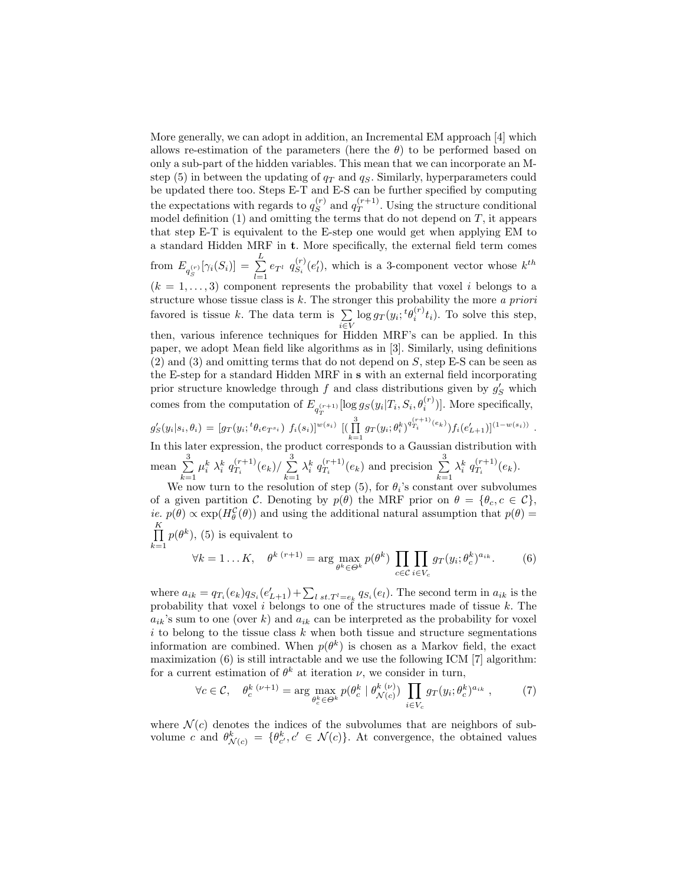More generally, we can adopt in addition, an Incremental EM approach [4] which allows re-estimation of the parameters (here the $\theta$) to be performed based on only a sub-part of the hidden variables. This mean that we can incorporate an M-step (5) in between the updating of $q_T$ and $q_S$. Similarly, hyperparameters could be updated there too. Steps E-T and E-S can be further specified by computing the expectations with regards to $q_S^{(r)}$ and $q_T^{(r+1)}$. Using the structure conditional model definition (1) and omitting the terms that do not depend on $T$, it appears that step E-T is equivalent to the E-step one would get when applying EM to a standard Hidden MRF in $\mathbf{t}$. More specifically, the external field term comes from $E_{q_S^{(r)}}[\gamma_i(S_i)] = \sum_{l=1}^{L} e_{T^l}\ q_{S_i}^{(r)}(e'_l)$, which is a 3-component vector whose $k^{th}$ ($k = 1, \ldots, 3$) component represents the probability that voxel $i$ belongs to a structure whose tissue class is $k$. The stronger this probability the more *a priori* favored is tissue $k$. The data term is $\sum_{i \in V} \log g_T(y_i; {}^t\theta_i^{(r)} t_i)$. To solve this step, then, various inference techniques for Hidden MRF's can be applied. In this paper, we adopt Mean field like algorithms as in [3]. Similarly, using definitions (2) and (3) and omitting terms that do not depend on $S$, step E-S can be seen as the E-step for a standard Hidden MRF in $\mathbf{s}$ with an external field incorporating prior structure knowledge through $f$ and class distributions given by $g'_S$ which comes from the computation of $E_{q_T^{(r+1)}}[\log g_S(y_i|T_i, S_i, \theta_i^{(r)})]$. More specifically, $g'_S(y_i|s_i, \theta_i) = [g_T(y_i; {}^t\theta_i e_{T^{s_i}})\ f_i(s_i)]^{w(s_i)}\ [(\prod_{k=1}^{3} g_T(y_i; \theta_i^k)^{q_{T_i}^{(r+1)}(e_k)}) f_i(e'_{L+1})]^{(1-w(s_i))}$.
In this later expression, the product corresponds to a Gaussian distribution with mean $\sum_{k=1}^{3} \mu_i^k\ \lambda_i^k\ q_{T_i}^{(r+1)}(e_k) / \sum_{k=1}^{3} \lambda_i^k\ q_{T_i}^{(r+1)}(e_k)$ and precision $\sum_{k=1}^{3} \lambda_i^k\ q_{T_i}^{(r+1)}(e_k)$.

We now turn to the resolution of step (5), for $\theta_i$'s constant over subvolumes of a given partition $\mathcal{C}$. Denoting by $p(\theta)$ the MRF prior on $\theta = \{\theta_c, c \in \mathcal{C}\}$, *ie.* $p(\theta) \propto \exp(H_\theta^{\mathcal{C}}(\theta))$ and using the additional natural assumption that $p(\theta) = \prod_{k=1}^{K} p(\theta^k)$, (5) is equivalent to

$$\forall k = 1 \ldots K, \quad \theta^{k\ (r+1)} = \arg\max_{\theta^k \in \Theta^k} p(\theta^k) \prod_{c \in \mathcal{C}} \prod_{i \in V_c} g_T(y_i; \theta_c^k)^{a_{ik}}. \tag{6}$$

where $a_{ik} = q_{T_i}(e_k) q_{S_i}(e'_{L+1}) + \sum_{l\ st. T^l = e_k} q_{S_i}(e_l)$. The second term in $a_{ik}$ is the probability that voxel $i$ belongs to one of the structures made of tissue $k$. The $a_{ik}$'s sum to one (over $k$) and $a_{ik}$ can be interpreted as the probability for voxel $i$ to belong to the tissue class $k$ when both tissue and structure segmentations information are combined. When $p(\theta^k)$ is chosen as a Markov field, the exact maximization (6) is still intractable and we use the following ICM [7] algorithm: for a current estimation of $\theta^k$ at iteration $\nu$, we consider in turn,

$$\forall c \in \mathcal{C}, \quad \theta_c^{k\ (\nu+1)} = \arg\max_{\theta_c^k \in \Theta^k} p(\theta_c^k \mid \theta_{\mathcal{N}(c)}^{k\ (\nu)}) \prod_{i \in V_c} g_T(y_i; \theta_c^k)^{a_{ik}}\ , \tag{7}$$

where $\mathcal{N}(c)$ denotes the indices of the subvolumes that are neighbors of subvolume $c$ and $\theta_{\mathcal{N}(c)}^k = \{\theta_{c'}^k, c' \in \mathcal{N}(c)\}$. At convergence, the obtained values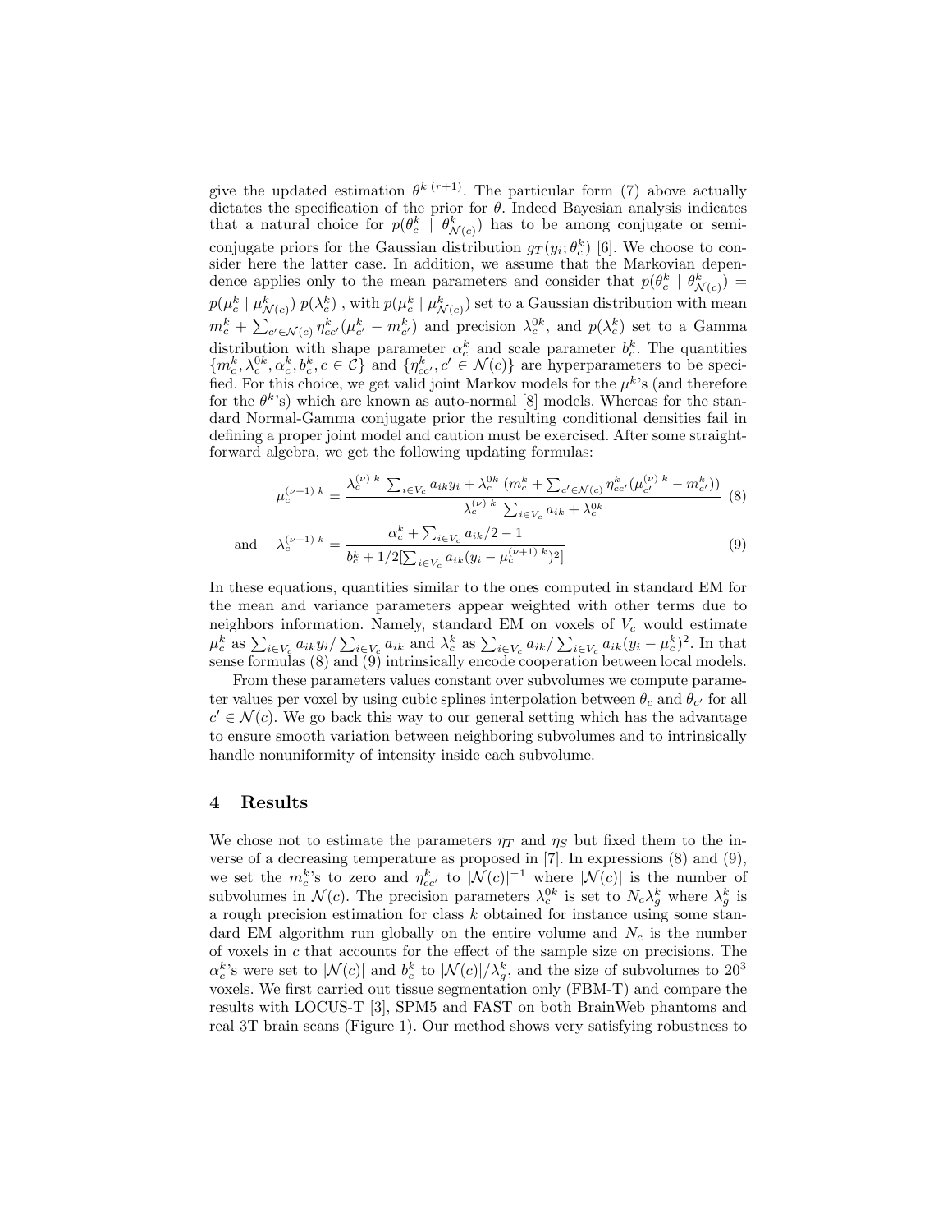give the updated estimation $\theta^{k\,(r+1)}$. The particular form (7) above actually dictates the specification of the prior for $\theta$. Indeed Bayesian analysis indicates that a natural choice for $p(\theta_c^k \mid \theta_{\mathcal{N}(c)}^k)$ has to be among conjugate or semi-conjugate priors for the Gaussian distribution $g_T(y_i; \theta_c^k)$ [6]. We choose to consider here the latter case. In addition, we assume that the Markovian dependence applies only to the mean parameters and consider that $p(\theta_c^k \mid \theta_{\mathcal{N}(c)}^k) = p(\mu_c^k \mid \mu_{\mathcal{N}(c)}^k)\, p(\lambda_c^k)$ , with $p(\mu_c^k \mid \mu_{\mathcal{N}(c)}^k)$ set to a Gaussian distribution with mean $m_c^k + \sum_{c' \in \mathcal{N}(c)} \eta_{cc'}^k (\mu_{c'}^k - m_{c'}^k)$ and precision $\lambda_c^{0k}$, and $p(\lambda_c^k)$ set to a Gamma distribution with shape parameter $\alpha_c^k$ and scale parameter $b_c^k$. The quantities $\{m_c^k, \lambda_c^{0k}, \alpha_c^k, b_c^k, c \in \mathcal{C}\}$ and $\{\eta_{cc'}^k, c' \in \mathcal{N}(c)\}$ are hyperparameters to be specified. For this choice, we get valid joint Markov models for the $\mu^k$'s (and therefore for the $\theta^k$'s) which are known as auto-normal [8] models. Whereas for the standard Normal-Gamma conjugate prior the resulting conditional densities fail in defining a proper joint model and caution must be exercised. After some straightforward algebra, we get the following updating formulas:

$$\mu_c^{(\nu+1)\,k} = \frac{\lambda_c^{(\nu)\,k} \sum_{i \in V_c} a_{ik} y_i + \lambda_c^{0k} \left(m_c^k + \sum_{c' \in \mathcal{N}(c)} \eta_{cc'}^k (\mu_{c'}^{(\nu)\,k} - m_{c'}^k)\right)}{\lambda_c^{(\nu)\,k} \sum_{i \in V_c} a_{ik} + \lambda_c^{0k}} \quad (8)$$

$$\text{and} \quad \lambda_c^{(\nu+1)\,k} = \frac{\alpha_c^k + \sum_{i \in V_c} a_{ik}/2 - 1}{b_c^k + 1/2[\sum_{i \in V_c} a_{ik} (y_i - \mu_c^{(\nu+1)\,k})^2]} \quad (9)$$

In these equations, quantities similar to the ones computed in standard EM for the mean and variance parameters appear weighted with other terms due to neighbors information. Namely, standard EM on voxels of $V_c$ would estimate $\mu_c^k$ as $\sum_{i \in V_c} a_{ik} y_i / \sum_{i \in V_c} a_{ik}$ and $\lambda_c^k$ as $\sum_{i \in V_c} a_{ik} / \sum_{i \in V_c} a_{ik} (y_i - \mu_c^k)^2$. In that sense formulas (8) and (9) intrinsically encode cooperation between local models.

From these parameters values constant over subvolumes we compute parameter values per voxel by using cubic splines interpolation between $\theta_c$ and $\theta_{c'}$ for all $c' \in \mathcal{N}(c)$. We go back this way to our general setting which has the advantage to ensure smooth variation between neighboring subvolumes and to intrinsically handle nonuniformity of intensity inside each subvolume.

## 4 Results

We chose not to estimate the parameters $\eta_T$ and $\eta_S$ but fixed them to the inverse of a decreasing temperature as proposed in [7]. In expressions (8) and (9), we set the $m_c^k$'s to zero and $\eta_{cc'}^k$ to $|\mathcal{N}(c)|^{-1}$ where $|\mathcal{N}(c)|$ is the number of subvolumes in $\mathcal{N}(c)$. The precision parameters $\lambda_c^{0k}$ is set to $N_c \lambda_g^k$ where $\lambda_g^k$ is a rough precision estimation for class $k$ obtained for instance using some standard EM algorithm run globally on the entire volume and $N_c$ is the number of voxels in $c$ that accounts for the effect of the sample size on precisions. The $\alpha_c^k$'s were set to $|\mathcal{N}(c)|$ and $b_c^k$ to $|\mathcal{N}(c)|/\lambda_g^k$, and the size of subvolumes to $20^3$ voxels. We first carried out tissue segmentation only (FBM-T) and compare the results with LOCUS-T [3], SPM5 and FAST on both BrainWeb phantoms and real 3T brain scans (Figure 1). Our method shows very satisfying robustness to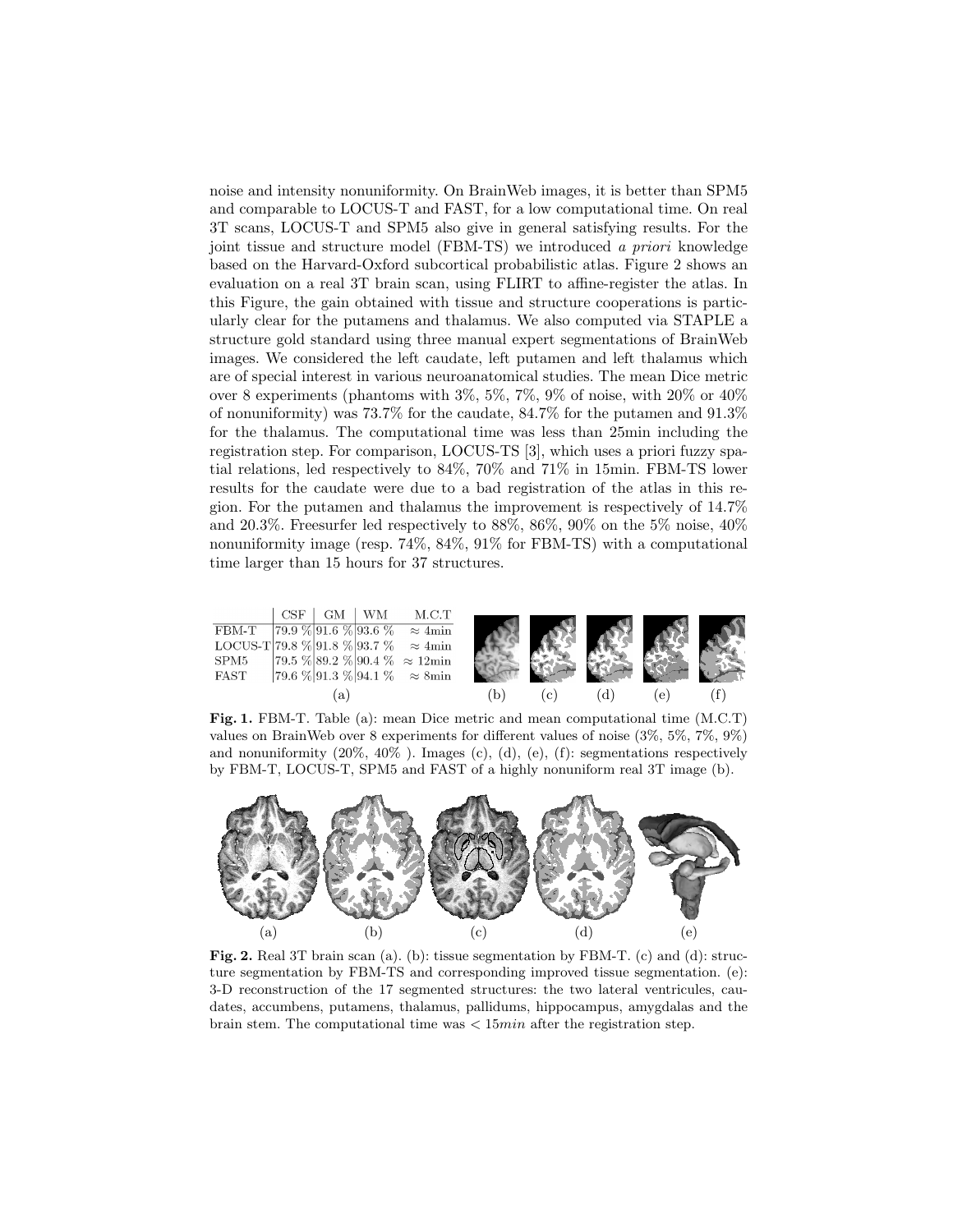noise and intensity nonuniformity. On BrainWeb images, it is better than SPM5 and comparable to LOCUS-T and FAST, for a low computational time. On real 3T scans, LOCUS-T and SPM5 also give in general satisfying results. For the joint tissue and structure model (FBM-TS) we introduced *a priori* knowledge based on the Harvard-Oxford subcortical probabilistic atlas. Figure 2 shows an evaluation on a real 3T brain scan, using FLIRT to affine-register the atlas. In this Figure, the gain obtained with tissue and structure cooperations is particularly clear for the putamens and thalamus. We also computed via STAPLE a structure gold standard using three manual expert segmentations of BrainWeb images. We considered the left caudate, left putamen and left thalamus which are of special interest in various neuroanatomical studies. The mean Dice metric over 8 experiments (phantoms with 3%, 5%, 7%, 9% of noise, with 20% or 40% of nonuniformity) was 73.7% for the caudate, 84.7% for the putamen and 91.3% for the thalamus. The computational time was less than 25min including the registration step. For comparison, LOCUS-TS [3], which uses a priori fuzzy spatial relations, led respectively to 84%, 70% and 71% in 15min. FBM-TS lower results for the caudate were due to a bad registration of the atlas in this region. For the putamen and thalamus the improvement is respectively of 14.7% and 20.3%. Freesurfer led respectively to 88%, 86%, 90% on the 5% noise, 40% nonuniformity image (resp. 74%, 84%, 91% for FBM-TS) with a computational time larger than 15 hours for 37 structures.

| | CSF | GM | WM | M.C.T |
|---|---|---|---|---|
| FBM-T | 79.9 % | 91.6 % | 93.6 % | ≈ 4min |
| LOCUS-T | 79.8 % | 91.8 % | 93.7 % | ≈ 4min |
| SPM5 | 79.5 % | 89.2 % | 90.4 % | ≈ 12min |
| FAST | 79.6 % | 91.3 % | 94.1 % | ≈ 8min |

(a) (b) (c) (d) (e) (f)

**Fig. 1.** FBM-T. Table (a): mean Dice metric and mean computational time (M.C.T) values on BrainWeb over 8 experiments for different values of noise (3%, 5%, 7%, 9%) and nonuniformity (20%, 40% ). Images (c), (d), (e), (f): segmentations respectively by FBM-T, LOCUS-T, SPM5 and FAST of a highly nonuniform real 3T image (b).

(a) (b) (c) (d) (e)

**Fig. 2.** Real 3T brain scan (a). (b): tissue segmentation by FBM-T. (c) and (d): structure segmentation by FBM-TS and corresponding improved tissue segmentation. (e): 3-D reconstruction of the 17 segmented structures: the two lateral ventricules, caudates, accumbens, putamens, thalamus, pallidums, hippocampus, amygdalas and the brain stem. The computational time was $< 15min$ after the registration step.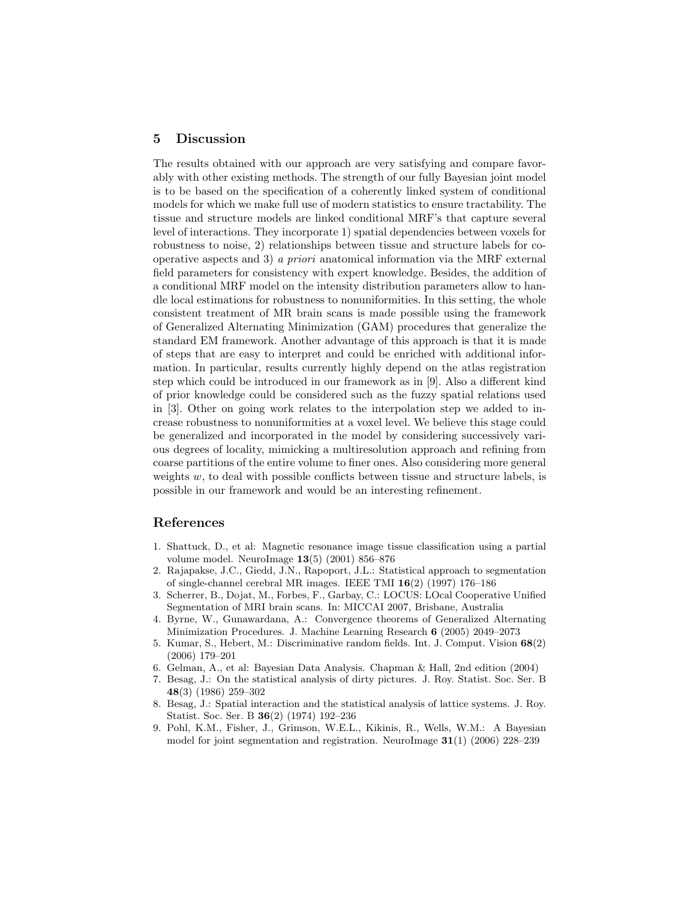## 5 Discussion

The results obtained with our approach are very satisfying and compare favorably with other existing methods. The strength of our fully Bayesian joint model is to be based on the specification of a coherently linked system of conditional models for which we make full use of modern statistics to ensure tractability. The tissue and structure models are linked conditional MRF's that capture several level of interactions. They incorporate 1) spatial dependencies between voxels for robustness to noise, 2) relationships between tissue and structure labels for cooperative aspects and 3) *a priori* anatomical information via the MRF external field parameters for consistency with expert knowledge. Besides, the addition of a conditional MRF model on the intensity distribution parameters allow to handle local estimations for robustness to nonuniformities. In this setting, the whole consistent treatment of MR brain scans is made possible using the framework of Generalized Alternating Minimization (GAM) procedures that generalize the standard EM framework. Another advantage of this approach is that it is made of steps that are easy to interpret and could be enriched with additional information. In particular, results currently highly depend on the atlas registration step which could be introduced in our framework as in [9]. Also a different kind of prior knowledge could be considered such as the fuzzy spatial relations used in [3]. Other on going work relates to the interpolation step we added to increase robustness to nonuniformities at a voxel level. We believe this stage could be generalized and incorporated in the model by considering successively various degrees of locality, mimicking a multiresolution approach and refining from coarse partitions of the entire volume to finer ones. Also considering more general weights $w$, to deal with possible conflicts between tissue and structure labels, is possible in our framework and would be an interesting refinement.

## References

1. Shattuck, D., et al: Magnetic resonance image tissue classification using a partial volume model. NeuroImage **13**(5) (2001) 856–876
2. Rajapakse, J.C., Giedd, J.N., Rapoport, J.L.: Statistical approach to segmentation of single-channel cerebral MR images. IEEE TMI **16**(2) (1997) 176–186
3. Scherrer, B., Dojat, M., Forbes, F., Garbay, C.: LOCUS: LOcal Cooperative Unified Segmentation of MRI brain scans. In: MICCAI 2007, Brisbane, Australia
4. Byrne, W., Gunawardana, A.: Convergence theorems of Generalized Alternating Minimization Procedures. J. Machine Learning Research **6** (2005) 2049–2073
5. Kumar, S., Hebert, M.: Discriminative random fields. Int. J. Comput. Vision **68**(2) (2006) 179–201
6. Gelman, A., et al: Bayesian Data Analysis. Chapman & Hall, 2nd edition (2004)
7. Besag, J.: On the statistical analysis of dirty pictures. J. Roy. Statist. Soc. Ser. B **48**(3) (1986) 259–302
8. Besag, J.: Spatial interaction and the statistical analysis of lattice systems. J. Roy. Statist. Soc. Ser. B **36**(2) (1974) 192–236
9. Pohl, K.M., Fisher, J., Grimson, W.E.L., Kikinis, R., Wells, W.M.: A Bayesian model for joint segmentation and registration. NeuroImage **31**(1) (2006) 228–239